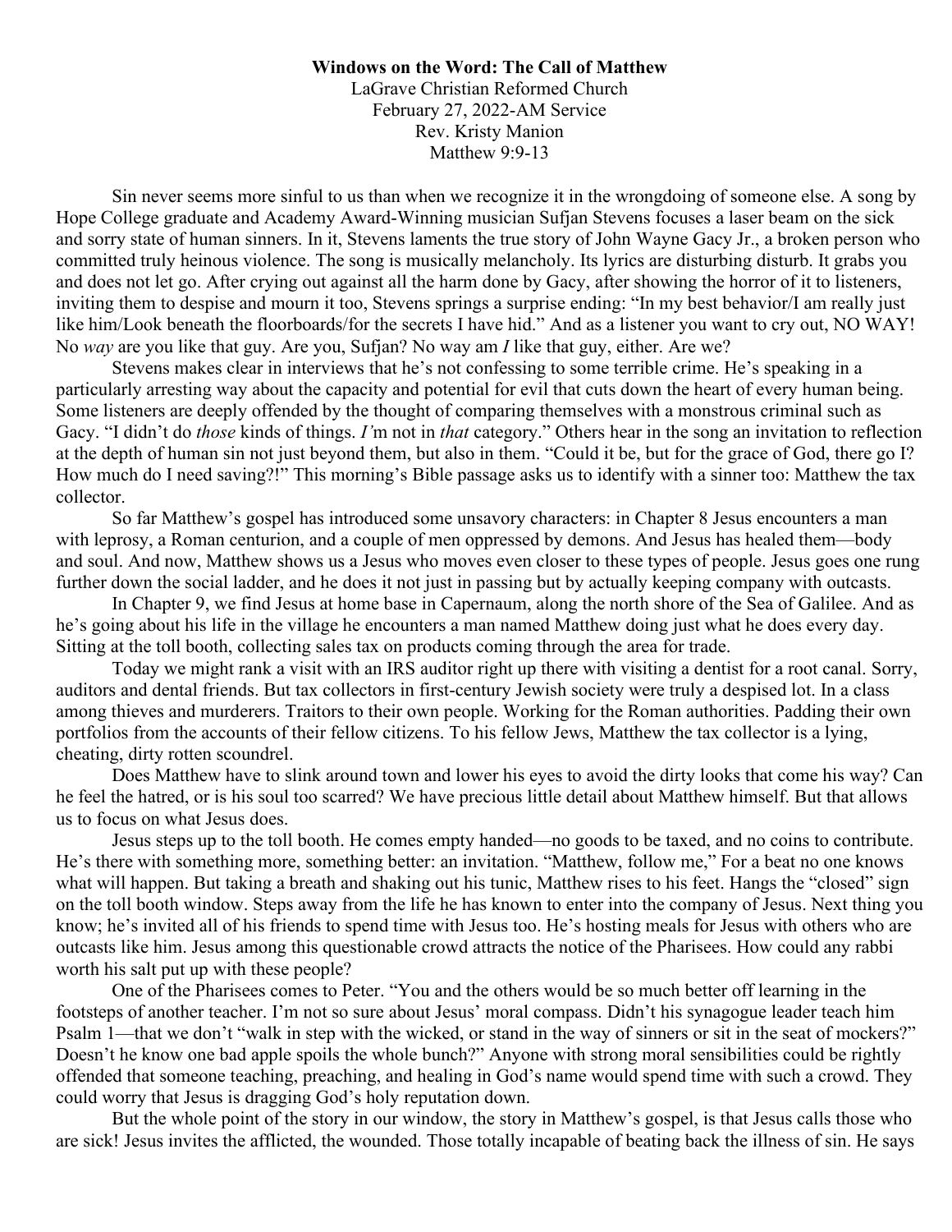**Windows on the Word: The Call of Matthew**

LaGrave Christian Reformed Church
February 27, 2022-AM Service
Rev. Kristy Manion
Matthew 9:9-13

Sin never seems more sinful to us than when we recognize it in the wrongdoing of someone else. A song by Hope College graduate and Academy Award-Winning musician Sufjan Stevens focuses a laser beam on the sick and sorry state of human sinners. In it, Stevens laments the true story of John Wayne Gacy Jr., a broken person who committed truly heinous violence. The song is musically melancholy. Its lyrics are disturbing disturb. It grabs you and does not let go. After crying out against all the harm done by Gacy, after showing the horror of it to listeners, inviting them to despise and mourn it too, Stevens springs a surprise ending: "In my best behavior/I am really just like him/Look beneath the floorboards/for the secrets I have hid." And as a listener you want to cry out, NO WAY! No *way* are you like that guy. Are you, Sufjan? No way am *I* like that guy, either. Are we?

Stevens makes clear in interviews that he's not confessing to some terrible crime. He's speaking in a particularly arresting way about the capacity and potential for evil that cuts down the heart of every human being. Some listeners are deeply offended by the thought of comparing themselves with a monstrous criminal such as Gacy. "I didn't do *those* kinds of things. *I'*m not in *that* category." Others hear in the song an invitation to reflection at the depth of human sin not just beyond them, but also in them. "Could it be, but for the grace of God, there go I? How much do I need saving?!" This morning's Bible passage asks us to identify with a sinner too: Matthew the tax collector.

So far Matthew's gospel has introduced some unsavory characters: in Chapter 8 Jesus encounters a man with leprosy, a Roman centurion, and a couple of men oppressed by demons. And Jesus has healed them—body and soul. And now, Matthew shows us a Jesus who moves even closer to these types of people. Jesus goes one rung further down the social ladder, and he does it not just in passing but by actually keeping company with outcasts.

In Chapter 9, we find Jesus at home base in Capernaum, along the north shore of the Sea of Galilee. And as he's going about his life in the village he encounters a man named Matthew doing just what he does every day. Sitting at the toll booth, collecting sales tax on products coming through the area for trade.

Today we might rank a visit with an IRS auditor right up there with visiting a dentist for a root canal. Sorry, auditors and dental friends. But tax collectors in first-century Jewish society were truly a despised lot. In a class among thieves and murderers. Traitors to their own people. Working for the Roman authorities. Padding their own portfolios from the accounts of their fellow citizens. To his fellow Jews, Matthew the tax collector is a lying, cheating, dirty rotten scoundrel.

Does Matthew have to slink around town and lower his eyes to avoid the dirty looks that come his way? Can he feel the hatred, or is his soul too scarred? We have precious little detail about Matthew himself. But that allows us to focus on what Jesus does.

Jesus steps up to the toll booth. He comes empty handed—no goods to be taxed, and no coins to contribute. He's there with something more, something better: an invitation. "Matthew, follow me," For a beat no one knows what will happen. But taking a breath and shaking out his tunic, Matthew rises to his feet. Hangs the "closed" sign on the toll booth window. Steps away from the life he has known to enter into the company of Jesus. Next thing you know; he's invited all of his friends to spend time with Jesus too. He's hosting meals for Jesus with others who are outcasts like him. Jesus among this questionable crowd attracts the notice of the Pharisees. How could any rabbi worth his salt put up with these people?

One of the Pharisees comes to Peter. "You and the others would be so much better off learning in the footsteps of another teacher. I'm not so sure about Jesus' moral compass. Didn't his synagogue leader teach him Psalm 1—that we don't "walk in step with the wicked, or stand in the way of sinners or sit in the seat of mockers?" Doesn't he know one bad apple spoils the whole bunch?" Anyone with strong moral sensibilities could be rightly offended that someone teaching, preaching, and healing in God's name would spend time with such a crowd. They could worry that Jesus is dragging God's holy reputation down.

But the whole point of the story in our window, the story in Matthew's gospel, is that Jesus calls those who are sick! Jesus invites the afflicted, the wounded. Those totally incapable of beating back the illness of sin. He says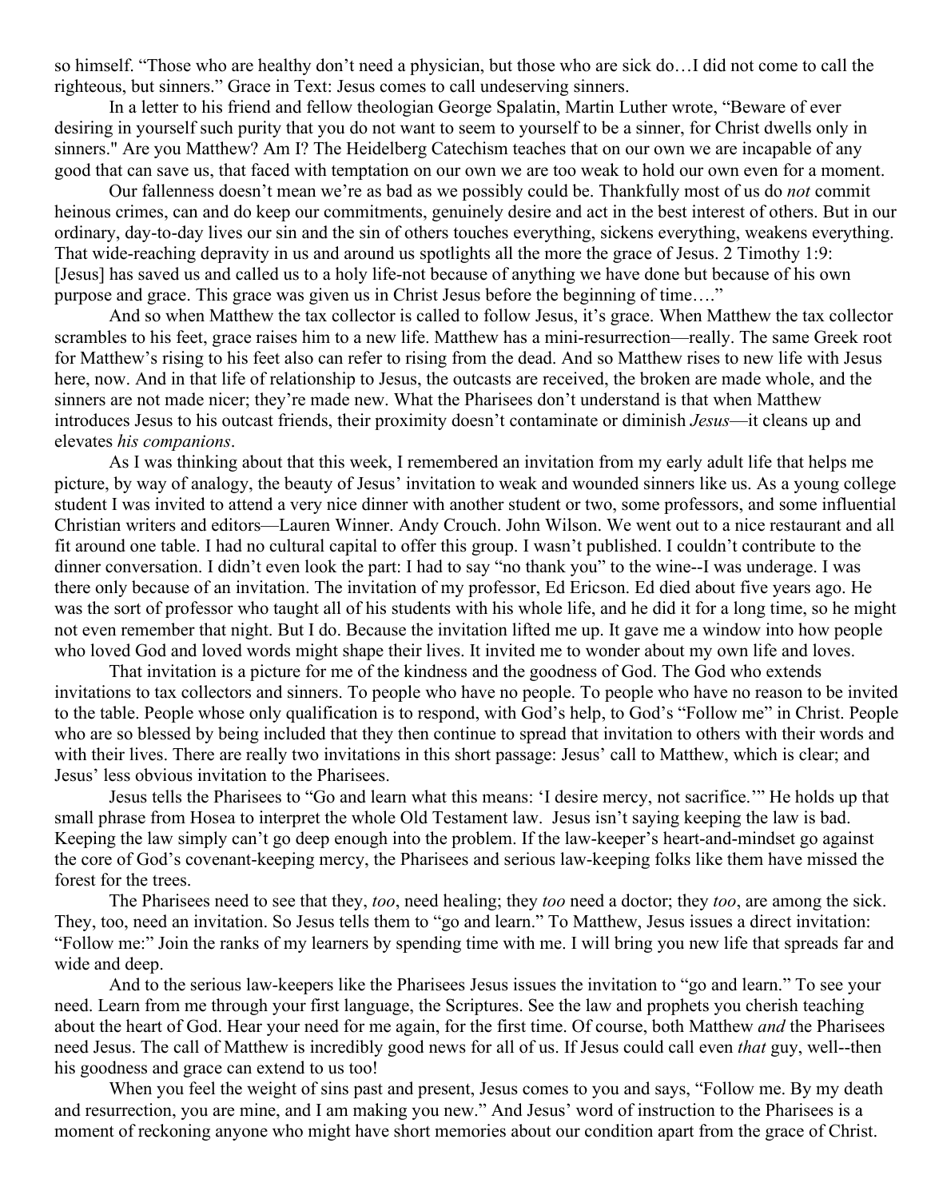so himself. "Those who are healthy don't need a physician, but those who are sick do…I did not come to call the righteous, but sinners." Grace in Text: Jesus comes to call undeserving sinners.

In a letter to his friend and fellow theologian George Spalatin, Martin Luther wrote, "Beware of ever desiring in yourself such purity that you do not want to seem to yourself to be a sinner, for Christ dwells only in sinners." Are you Matthew? Am I? The Heidelberg Catechism teaches that on our own we are incapable of any good that can save us, that faced with temptation on our own we are too weak to hold our own even for a moment.

Our fallenness doesn't mean we're as bad as we possibly could be. Thankfully most of us do *not* commit heinous crimes, can and do keep our commitments, genuinely desire and act in the best interest of others. But in our ordinary, day-to-day lives our sin and the sin of others touches everything, sickens everything, weakens everything. That wide-reaching depravity in us and around us spotlights all the more the grace of Jesus. 2 Timothy 1:9: [Jesus] has saved us and called us to a holy life-not because of anything we have done but because of his own purpose and grace. This grace was given us in Christ Jesus before the beginning of time…."

And so when Matthew the tax collector is called to follow Jesus, it's grace. When Matthew the tax collector scrambles to his feet, grace raises him to a new life. Matthew has a mini-resurrection—really. The same Greek root for Matthew's rising to his feet also can refer to rising from the dead. And so Matthew rises to new life with Jesus here, now. And in that life of relationship to Jesus, the outcasts are received, the broken are made whole, and the sinners are not made nicer; they're made new. What the Pharisees don't understand is that when Matthew introduces Jesus to his outcast friends, their proximity doesn't contaminate or diminish *Jesus*—it cleans up and elevates *his companions*.

As I was thinking about that this week, I remembered an invitation from my early adult life that helps me picture, by way of analogy, the beauty of Jesus' invitation to weak and wounded sinners like us. As a young college student I was invited to attend a very nice dinner with another student or two, some professors, and some influential Christian writers and editors—Lauren Winner. Andy Crouch. John Wilson. We went out to a nice restaurant and all fit around one table. I had no cultural capital to offer this group. I wasn't published. I couldn't contribute to the dinner conversation. I didn't even look the part: I had to say "no thank you" to the wine--I was underage. I was there only because of an invitation. The invitation of my professor, Ed Ericson. Ed died about five years ago. He was the sort of professor who taught all of his students with his whole life, and he did it for a long time, so he might not even remember that night. But I do. Because the invitation lifted me up. It gave me a window into how people who loved God and loved words might shape their lives. It invited me to wonder about my own life and loves.

That invitation is a picture for me of the kindness and the goodness of God. The God who extends invitations to tax collectors and sinners. To people who have no people. To people who have no reason to be invited to the table. People whose only qualification is to respond, with God's help, to God's "Follow me" in Christ. People who are so blessed by being included that they then continue to spread that invitation to others with their words and with their lives. There are really two invitations in this short passage: Jesus' call to Matthew, which is clear; and Jesus' less obvious invitation to the Pharisees.

Jesus tells the Pharisees to "Go and learn what this means: 'I desire mercy, not sacrifice.'" He holds up that small phrase from Hosea to interpret the whole Old Testament law. Jesus isn't saying keeping the law is bad. Keeping the law simply can't go deep enough into the problem. If the law-keeper's heart-and-mindset go against the core of God's covenant-keeping mercy, the Pharisees and serious law-keeping folks like them have missed the forest for the trees.

The Pharisees need to see that they, *too*, need healing; they *too* need a doctor; they *too*, are among the sick. They, too, need an invitation. So Jesus tells them to "go and learn." To Matthew, Jesus issues a direct invitation: "Follow me:" Join the ranks of my learners by spending time with me. I will bring you new life that spreads far and wide and deep.

And to the serious law-keepers like the Pharisees Jesus issues the invitation to "go and learn." To see your need. Learn from me through your first language, the Scriptures. See the law and prophets you cherish teaching about the heart of God. Hear your need for me again, for the first time. Of course, both Matthew *and* the Pharisees need Jesus. The call of Matthew is incredibly good news for all of us. If Jesus could call even *that* guy, well--then his goodness and grace can extend to us too!

When you feel the weight of sins past and present, Jesus comes to you and says, "Follow me. By my death and resurrection, you are mine, and I am making you new." And Jesus' word of instruction to the Pharisees is a moment of reckoning anyone who might have short memories about our condition apart from the grace of Christ.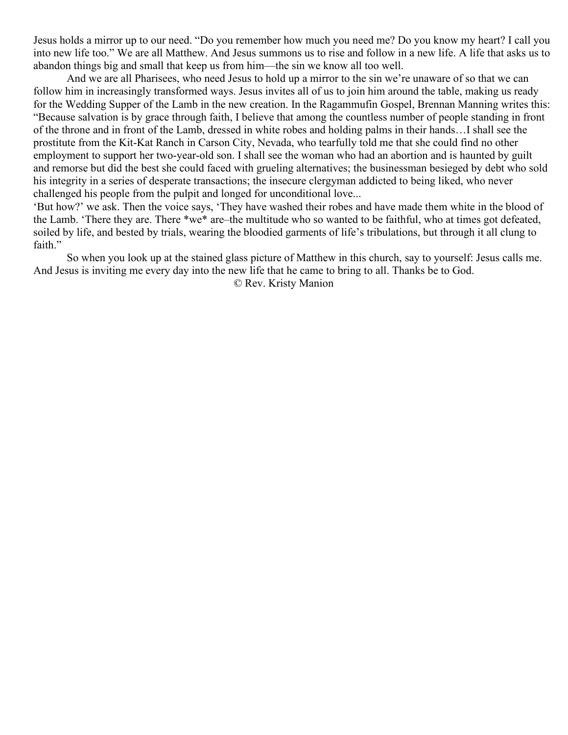Jesus holds a mirror up to our need. "Do you remember how much you need me? Do you know my heart? I call you into new life too." We are all Matthew. And Jesus summons us to rise and follow in a new life. A life that asks us to abandon things big and small that keep us from him—the sin we know all too well.

And we are all Pharisees, who need Jesus to hold up a mirror to the sin we're unaware of so that we can follow him in increasingly transformed ways. Jesus invites all of us to join him around the table, making us ready for the Wedding Supper of the Lamb in the new creation. In the Ragammufin Gospel, Brennan Manning writes this: "Because salvation is by grace through faith, I believe that among the countless number of people standing in front of the throne and in front of the Lamb, dressed in white robes and holding palms in their hands…I shall see the prostitute from the Kit-Kat Ranch in Carson City, Nevada, who tearfully told me that she could find no other employment to support her two-year-old son. I shall see the woman who had an abortion and is haunted by guilt and remorse but did the best she could faced with grueling alternatives; the businessman besieged by debt who sold his integrity in a series of desperate transactions; the insecure clergyman addicted to being liked, who never challenged his people from the pulpit and longed for unconditional love...

'But how?' we ask. Then the voice says, 'They have washed their robes and have made them white in the blood of the Lamb. 'There they are. There *we* are–the multitude who so wanted to be faithful, who at times got defeated, soiled by life, and bested by trials, wearing the bloodied garments of life's tribulations, but through it all clung to faith."

So when you look up at the stained glass picture of Matthew in this church, say to yourself: Jesus calls me. And Jesus is inviting me every day into the new life that he came to bring to all. Thanks be to God.

© Rev. Kristy Manion